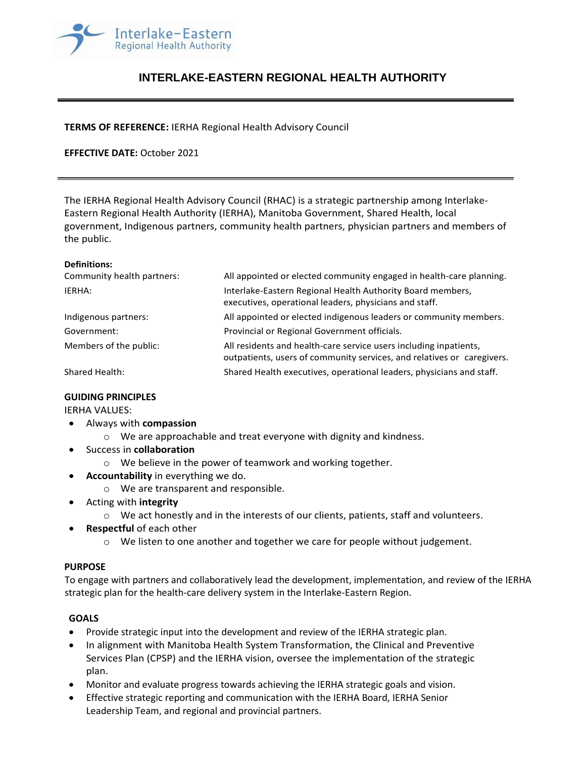# INTERLAKE-EASTERN REGIONAL HEALTH AUTHORITY

**TERMS OF REFERENCE:** IERHA Regional Health Advisory Council

**EFFECTIVE DATE:** October 2021

---

The IERHA Regional Health Advisory Council (RHAC) is a strategic partnership among Interlake-Eastern Regional Health Authority (IERHA), Manitoba Government, Shared Health, local government, Indigenous partners, community health partners, physician partners and members of the public.

**Definitions:**

| | |
|---|---|
| Community health partners: | All appointed or elected community engaged in health-care planning. |
| IERHA: | Interlake-Eastern Regional Health Authority Board members, executives, operational leaders, physicians and staff. |
| Indigenous partners: | All appointed or elected indigenous leaders or community members. |
| Government: | Provincial or Regional Government officials. |
| Members of the public: | All residents and health-care service users including inpatients, outpatients, users of community services, and relatives or caregivers. |
| Shared Health: | Shared Health executives, operational leaders, physicians and staff. |

## GUIDING PRINCIPLES

IERHA VALUES:

- Always with **compassion**
  - We are approachable and treat everyone with dignity and kindness.
- Success in **collaboration**
  - We believe in the power of teamwork and working together.
- **Accountability** in everything we do.
  - We are transparent and responsible.
- Acting with **integrity**
  - We act honestly and in the interests of our clients, patients, staff and volunteers.
- **Respectful** of each other
  - We listen to one another and together we care for people without judgement.

## PURPOSE

To engage with partners and collaboratively lead the development, implementation, and review of the IERHA strategic plan for the health-care delivery system in the Interlake-Eastern Region.

## GOALS

- Provide strategic input into the development and review of the IERHA strategic plan.
- In alignment with Manitoba Health System Transformation, the Clinical and Preventive Services Plan (CPSP) and the IERHA vision, oversee the implementation of the strategic plan.
- Monitor and evaluate progress towards achieving the IERHA strategic goals and vision.
- Effective strategic reporting and communication with the IERHA Board, IERHA Senior Leadership Team, and regional and provincial partners.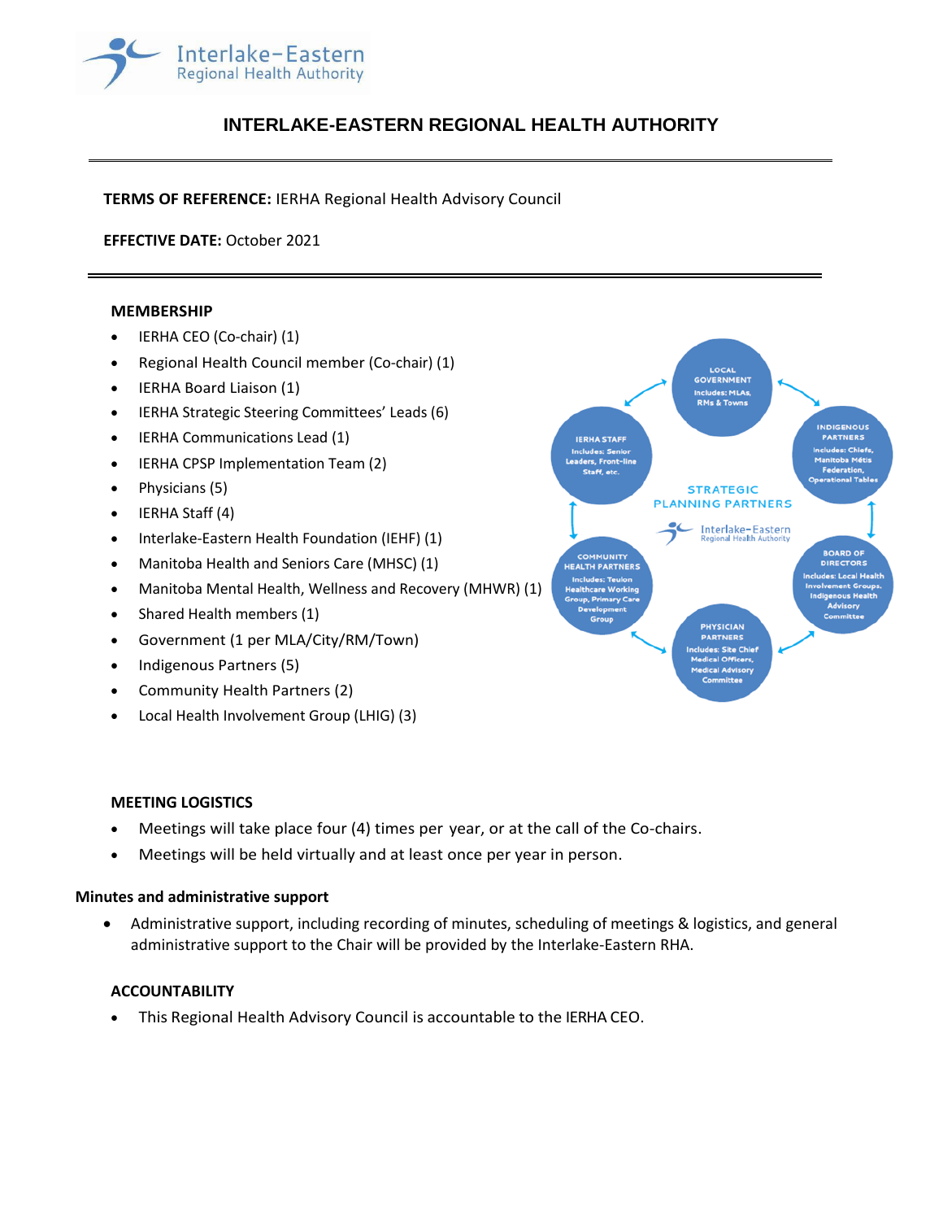# INTERLAKE-EASTERN REGIONAL HEALTH AUTHORITY

**TERMS OF REFERENCE:** IERHA Regional Health Advisory Council

**EFFECTIVE DATE:** October 2021

## MEMBERSHIP

- IERHA CEO (Co-chair) (1)
- Regional Health Council member (Co-chair) (1)
- IERHA Board Liaison (1)
- IERHA Strategic Steering Committees' Leads (6)
- IERHA Communications Lead (1)
- IERHA CPSP Implementation Team (2)
- Physicians (5)
- IERHA Staff (4)
- Interlake-Eastern Health Foundation (IEHF) (1)
- Manitoba Health and Seniors Care (MHSC) (1)
- Manitoba Mental Health, Wellness and Recovery (MHWR) (1)
- Shared Health members (1)
- Government (1 per MLA/City/RM/Town)
- Indigenous Partners (5)
- Community Health Partners (2)
- Local Health Involvement Group (LHIG) (3)

STRATEGIC PLANNING PARTNERS

- LOCAL GOVERNMENT Includes: MLAs, RMs & Towns
- INDIGENOUS PARTNERS Includes: Chiefs, Manitoba Métis Federation, Operational Tables
- BOARD OF DIRECTORS Includes: Local Health Involvement Groups, Indigenous Health Advisory Committee
- PHYSICIAN PARTNERS Includes: Site Chief Medical Officers, Medical Advisory Committee
- COMMUNITY HEALTH PARTNERS Includes: Teulon Healthcare Working Group, Primary Care Development Group
- IERHA STAFF Includes: Senior Leaders, Front-line Staff, etc.

## MEETING LOGISTICS

- Meetings will take place four (4) times per year, or at the call of the Co-chairs.
- Meetings will be held virtually and at least once per year in person.

### Minutes and administrative support

- Administrative support, including recording of minutes, scheduling of meetings & logistics, and general administrative support to the Chair will be provided by the Interlake-Eastern RHA.

## ACCOUNTABILITY

- This Regional Health Advisory Council is accountable to the IERHA CEO.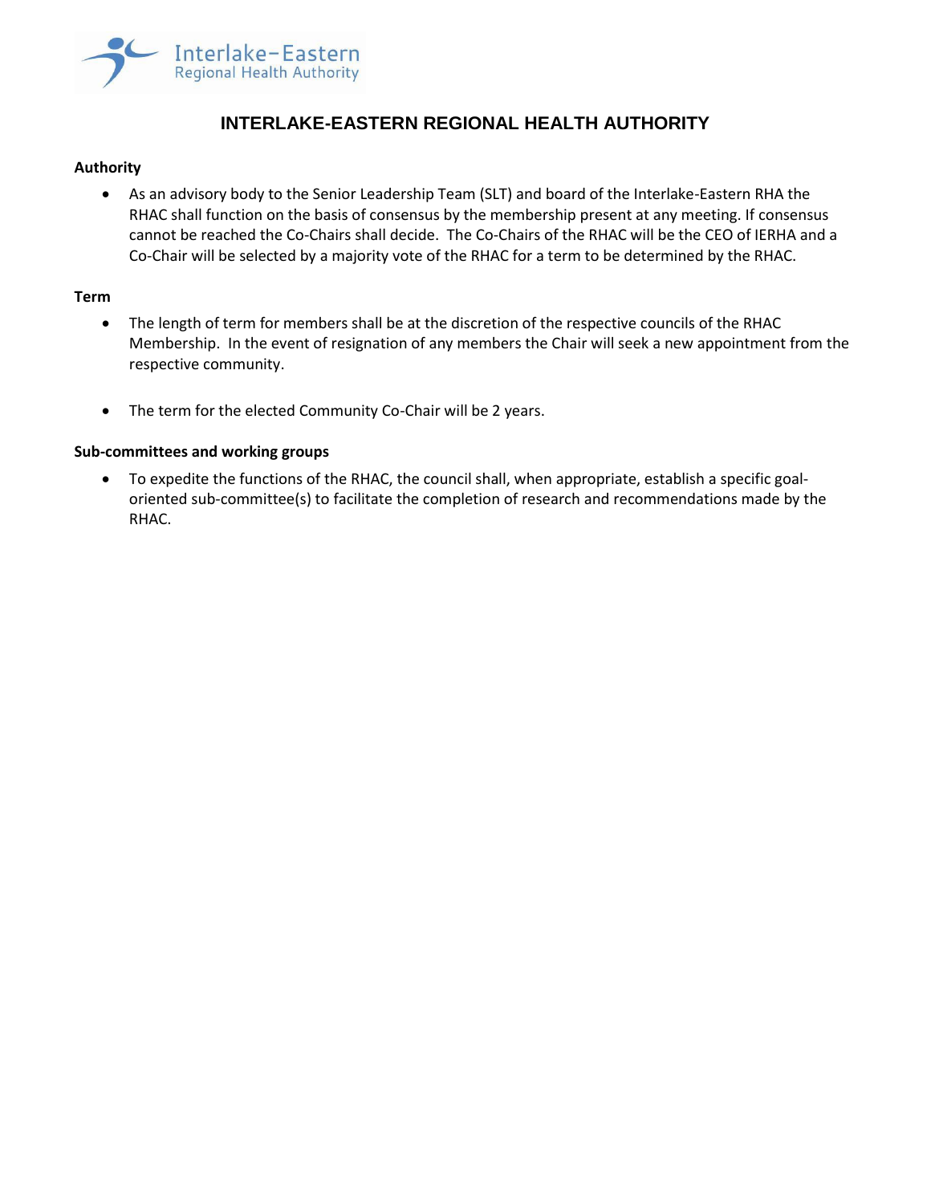## INTERLAKE-EASTERN REGIONAL HEALTH AUTHORITY

**Authority**

- As an advisory body to the Senior Leadership Team (SLT) and board of the Interlake-Eastern RHA the RHAC shall function on the basis of consensus by the membership present at any meeting. If consensus cannot be reached the Co-Chairs shall decide. The Co-Chairs of the RHAC will be the CEO of IERHA and a Co-Chair will be selected by a majority vote of the RHAC for a term to be determined by the RHAC.

**Term**

- The length of term for members shall be at the discretion of the respective councils of the RHAC Membership. In the event of resignation of any members the Chair will seek a new appointment from the respective community.

- The term for the elected Community Co-Chair will be 2 years.

**Sub-committees and working groups**

- To expedite the functions of the RHAC, the council shall, when appropriate, establish a specific goal-oriented sub-committee(s) to facilitate the completion of research and recommendations made by the RHAC.